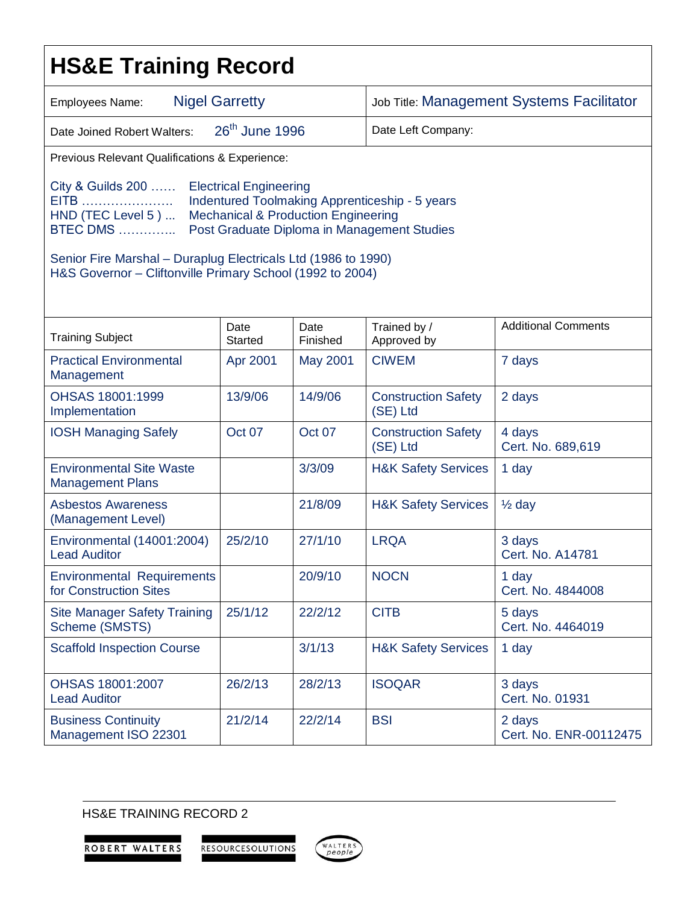# HS&E Training Record

| | |
|---|---|
| Employees Name: Nigel Garretty | Job Title: Management Systems Facilitator |
| Date Joined Robert Walters: 26th June 1996 | Date Left Company: |

Previous Relevant Qualifications & Experience:

City & Guilds 200 …… Electrical Engineering
EITB …………………. Indentured Toolmaking Apprenticeship - 5 years
HND (TEC Level 5 ) … Mechanical & Production Engineering
BTEC DMS ………….. Post Graduate Diploma in Management Studies

Senior Fire Marshal – Duraplug Electricals Ltd (1986 to 1990)
H&S Governor – Cliftonville Primary School (1992 to 2004)

| Training Subject | Date Started | Date Finished | Trained by / Approved by | Additional Comments |
|---|---|---|---|---|
| Practical Environmental Management | Apr 2001 | May 2001 | CIWEM | 7 days |
| OHSAS 18001:1999 Implementation | 13/9/06 | 14/9/06 | Construction Safety (SE) Ltd | 2 days |
| IOSH Managing Safely | Oct 07 | Oct 07 | Construction Safety (SE) Ltd | 4 days Cert. No. 689,619 |
| Environmental Site Waste Management Plans | | 3/3/09 | H&K Safety Services | 1 day |
| Asbestos Awareness (Management Level) | | 21/8/09 | H&K Safety Services | ½ day |
| Environmental (14001:2004) Lead Auditor | 25/2/10 | 27/1/10 | LRQA | 3 days Cert. No. A14781 |
| Environmental Requirements for Construction Sites | | 20/9/10 | NOCN | 1 day Cert. No. 4844008 |
| Site Manager Safety Training Scheme (SMSTS) | 25/1/12 | 22/2/12 | CITB | 5 days Cert. No. 4464019 |
| Scaffold Inspection Course | | 3/1/13 | H&K Safety Services | 1 day |
| OHSAS 18001:2007 Lead Auditor | 26/2/13 | 28/2/13 | ISOQAR | 3 days Cert. No. 01931 |
| Business Continuity Management ISO 22301 | 21/2/14 | 22/2/14 | BSI | 2 days Cert. No. ENR-00112475 |

HS&E TRAINING RECORD 2

ROBERT WALTERS RESOURCESOLUTIONS WALTERS people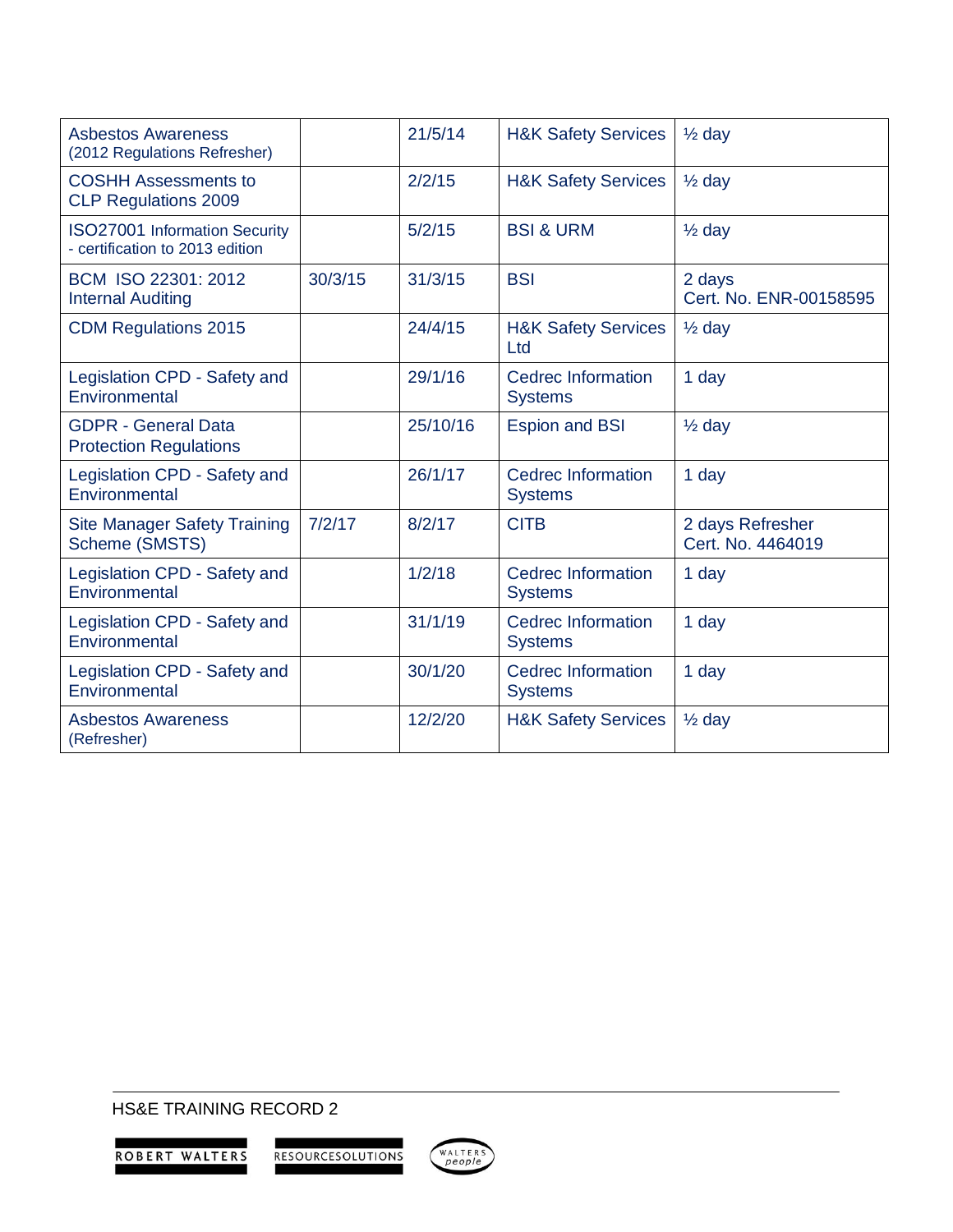| | | | | |
|---|---|---|---|---|
| Asbestos Awareness (2012 Regulations Refresher) | | 21/5/14 | H&K Safety Services | ½ day |
| COSHH Assessments to CLP Regulations 2009 | | 2/2/15 | H&K Safety Services | ½ day |
| ISO27001 Information Security - certification to 2013 edition | | 5/2/15 | BSI & URM | ½ day |
| BCM ISO 22301: 2012 Internal Auditing | 30/3/15 | 31/3/15 | BSI | 2 days Cert. No. ENR-00158595 |
| CDM Regulations 2015 | | 24/4/15 | H&K Safety Services Ltd | ½ day |
| Legislation CPD - Safety and Environmental | | 29/1/16 | Cedrec Information Systems | 1 day |
| GDPR - General Data Protection Regulations | | 25/10/16 | Espion and BSI | ½ day |
| Legislation CPD - Safety and Environmental | | 26/1/17 | Cedrec Information Systems | 1 day |
| Site Manager Safety Training Scheme (SMSTS) | 7/2/17 | 8/2/17 | CITB | 2 days Refresher Cert. No. 4464019 |
| Legislation CPD - Safety and Environmental | | 1/2/18 | Cedrec Information Systems | 1 day |
| Legislation CPD - Safety and Environmental | | 31/1/19 | Cedrec Information Systems | 1 day |
| Legislation CPD - Safety and Environmental | | 30/1/20 | Cedrec Information Systems | 1 day |
| Asbestos Awareness (Refresher) | | 12/2/20 | H&K Safety Services | ½ day |